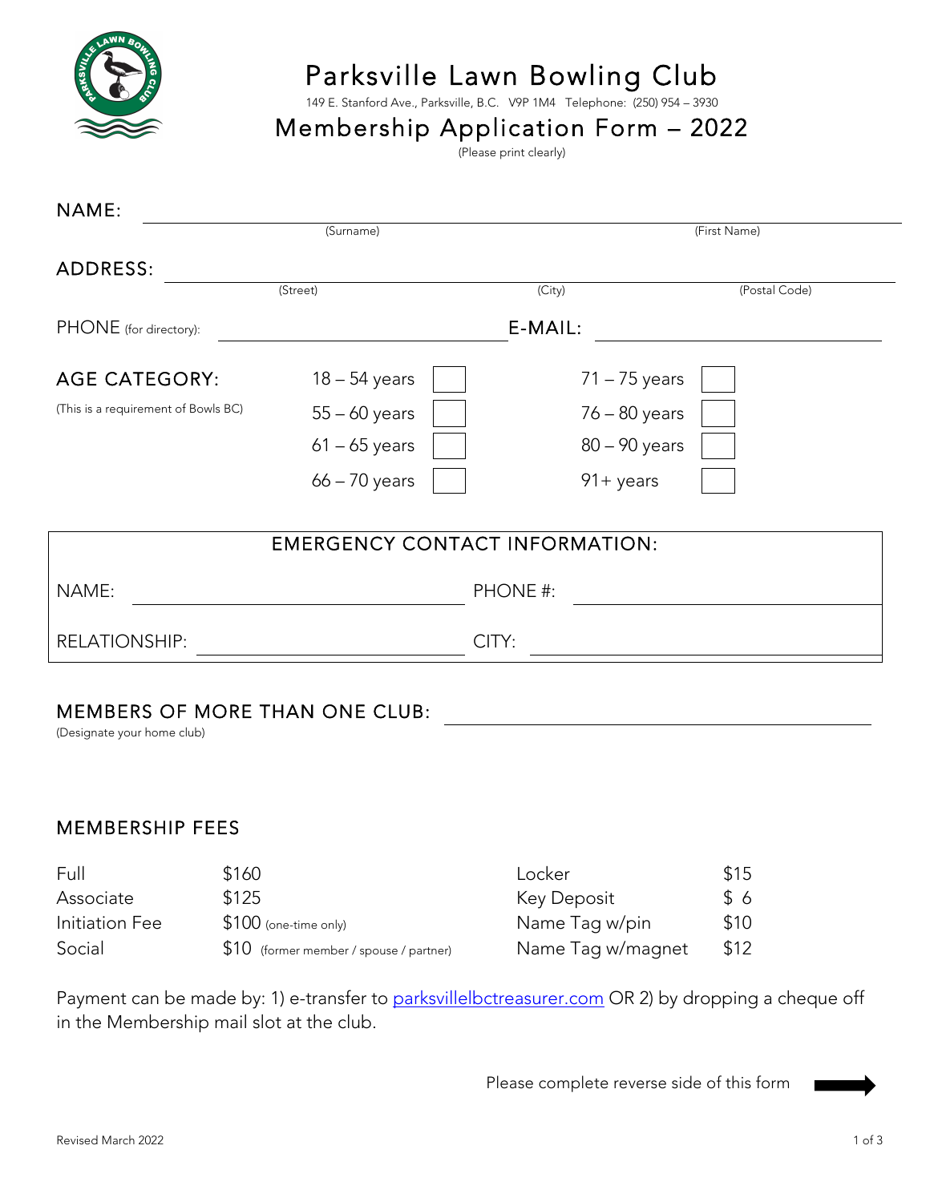# Parksville Lawn Bowling Club

149 E. Stanford Ave., Parksville, B.C. V9P 1M4 Telephone: (250) 954 – 3930

## Membership Application Form – 2022

(Please print clearly)

NAME: ______________________________________________
(Surname) (First Name)

ADDRESS: ______________________________________________
(Street) (City) (Postal Code)

PHONE (for directory): ______________________ E-MAIL: ______________________

AGE CATEGORY:
(This is a requirement of Bowls BC)

| | | | |
|---|---|---|---|
| 18 – 54 years | ☐ | 71 – 75 years | ☐ |
| 55 – 60 years | ☐ | 76 – 80 years | ☐ |
| 61 – 65 years | ☐ | 80 – 90 years | ☐ |
| 66 – 70 years | ☐ | 91+ years | ☐ |

### EMERGENCY CONTACT INFORMATION:

NAME: ______________________ PHONE #: ______________________

RELATIONSHIP: ______________________ CITY: ______________________

MEMBERS OF MORE THAN ONE CLUB: ______________________
(Designate your home club)

### MEMBERSHIP FEES

| | | | |
|---|---|---|---|
| Full | $160 | Locker | $15 |
| Associate | $125 | Key Deposit | $ 6 |
| Initiation Fee | $100 (one-time only) | Name Tag w/pin | $10 |
| Social | $10 (former member / spouse / partner) | Name Tag w/magnet | $12 |

Payment can be made by: 1) e-transfer to parksvillelbctreasurer.com OR 2) by dropping a cheque off in the Membership mail slot at the club.

Please complete reverse side of this form ➡

Revised March 2022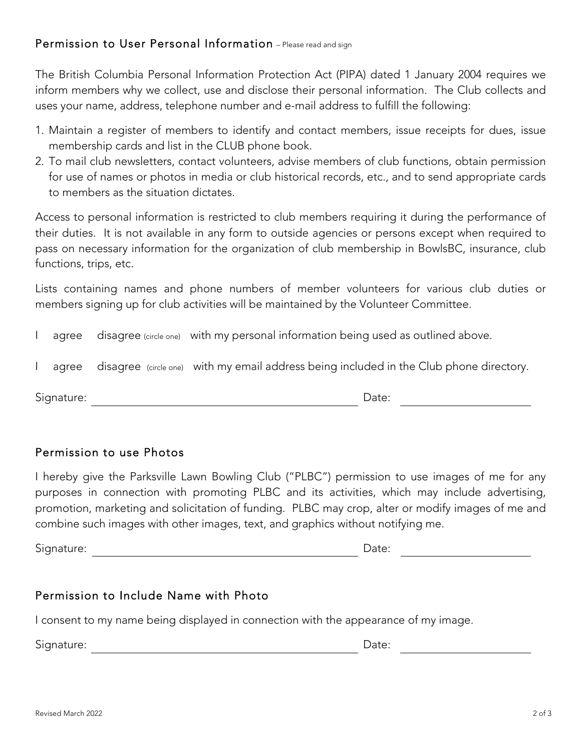## Permission to User Personal Information – Please read and sign

The British Columbia Personal Information Protection Act (PIPA) dated 1 January 2004 requires we inform members why we collect, use and disclose their personal information. The Club collects and uses your name, address, telephone number and e-mail address to fulfill the following:

1. Maintain a register of members to identify and contact members, issue receipts for dues, issue membership cards and list in the CLUB phone book.
2. To mail club newsletters, contact volunteers, advise members of club functions, obtain permission for use of names or photos in media or club historical records, etc., and to send appropriate cards to members as the situation dictates.

Access to personal information is restricted to club members requiring it during the performance of their duties. It is not available in any form to outside agencies or persons except when required to pass on necessary information for the organization of club membership in BowlsBC, insurance, club functions, trips, etc.

Lists containing names and phone numbers of member volunteers for various club duties or members signing up for club activities will be maintained by the Volunteer Committee.

I agree disagree (circle one) with my personal information being used as outlined above.

I agree disagree (circle one) with my email address being included in the Club phone directory.

Signature: ______________________________ Date: ________________

## Permission to use Photos

I hereby give the Parksville Lawn Bowling Club ("PLBC") permission to use images of me for any purposes in connection with promoting PLBC and its activities, which may include advertising, promotion, marketing and solicitation of funding. PLBC may crop, alter or modify images of me and combine such images with other images, text, and graphics without notifying me.

Signature: ______________________________ Date: ________________

## Permission to Include Name with Photo

I consent to my name being displayed in connection with the appearance of my image.

Signature: ______________________________ Date: ________________

Revised March 2022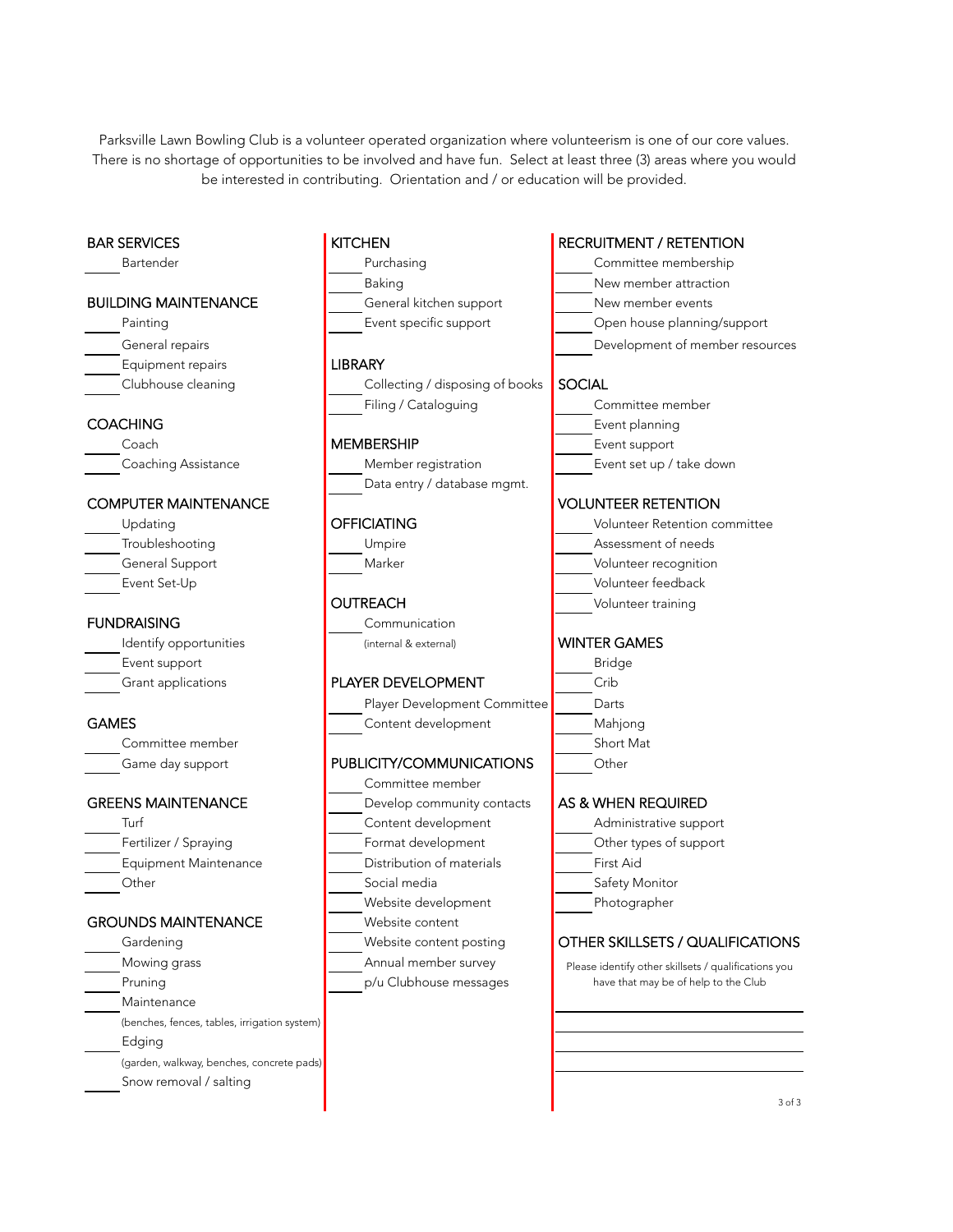Parksville Lawn Bowling Club is a volunteer operated organization where volunteerism is one of our core values. There is no shortage of opportunities to be involved and have fun. Select at least three (3) areas where you would be interested in contributing. Orientation and / or education will be provided.

## BAR SERVICES

- ____ Bartender

## BUILDING MAINTENANCE

- ____ Painting
- ____ General repairs
- ____ Equipment repairs
- ____ Clubhouse cleaning

## COACHING

- ____ Coach
- ____ Coaching Assistance

## COMPUTER MAINTENANCE

- ____ Updating
- ____ Troubleshooting
- ____ General Support
- ____ Event Set-Up

## FUNDRAISING

- ____ Identify opportunities
- ____ Event support
- ____ Grant applications

## GAMES

- ____ Committee member
- ____ Game day support

## GREENS MAINTENANCE

- ____ Turf
- ____ Fertilizer / Spraying
- ____ Equipment Maintenance
- ____ Other

## GROUNDS MAINTENANCE

- ____ Gardening
- ____ Mowing grass
- ____ Pruning
- ____ Maintenance (benches, fences, tables, irrigation system)
- ____ Edging (garden, walkway, benches, concrete pads)
- ____ Snow removal / salting

## KITCHEN

- ____ Purchasing
- ____ Baking
- ____ General kitchen support
- ____ Event specific support

## LIBRARY

- ____ Collecting / disposing of books
- ____ Filing / Cataloguing

## MEMBERSHIP

- ____ Member registration
- ____ Data entry / database mgmt.

## OFFICIATING

- ____ Umpire
- ____ Marker

## OUTREACH

- ____ Communication (internal & external)

## PLAYER DEVELOPMENT

- ____ Player Development Committee
- ____ Content development

## PUBLICITY/COMMUNICATIONS

- ____ Committee member
- ____ Develop community contacts
- ____ Content development
- ____ Format development
- ____ Distribution of materials
- ____ Social media
- ____ Website development
- ____ Website content
- ____ Website content posting
- ____ Annual member survey
- ____ p/u Clubhouse messages

## RECRUITMENT / RETENTION

- ____ Committee membership
- ____ New member attraction
- ____ New member events
- ____ Open house planning/support
- ____ Development of member resources

## SOCIAL

- ____ Committee member
- ____ Event planning
- ____ Event support
- ____ Event set up / take down

## VOLUNTEER RETENTION

- ____ Volunteer Retention committee
- ____ Assessment of needs
- ____ Volunteer recognition
- ____ Volunteer feedback
- ____ Volunteer training

## WINTER GAMES

- ____ Bridge
- ____ Crib
- ____ Darts
- ____ Mahjong
- ____ Short Mat
- ____ Other

## AS & WHEN REQUIRED

- ____ Administrative support
- ____ Other types of support
- ____ First Aid
- ____ Safety Monitor
- ____ Photographer

## OTHER SKILLSETS / QUALIFICATIONS

Please identify other skillsets / qualifications you have that may be of help to the Club

______________________________

______________________________

______________________________

______________________________